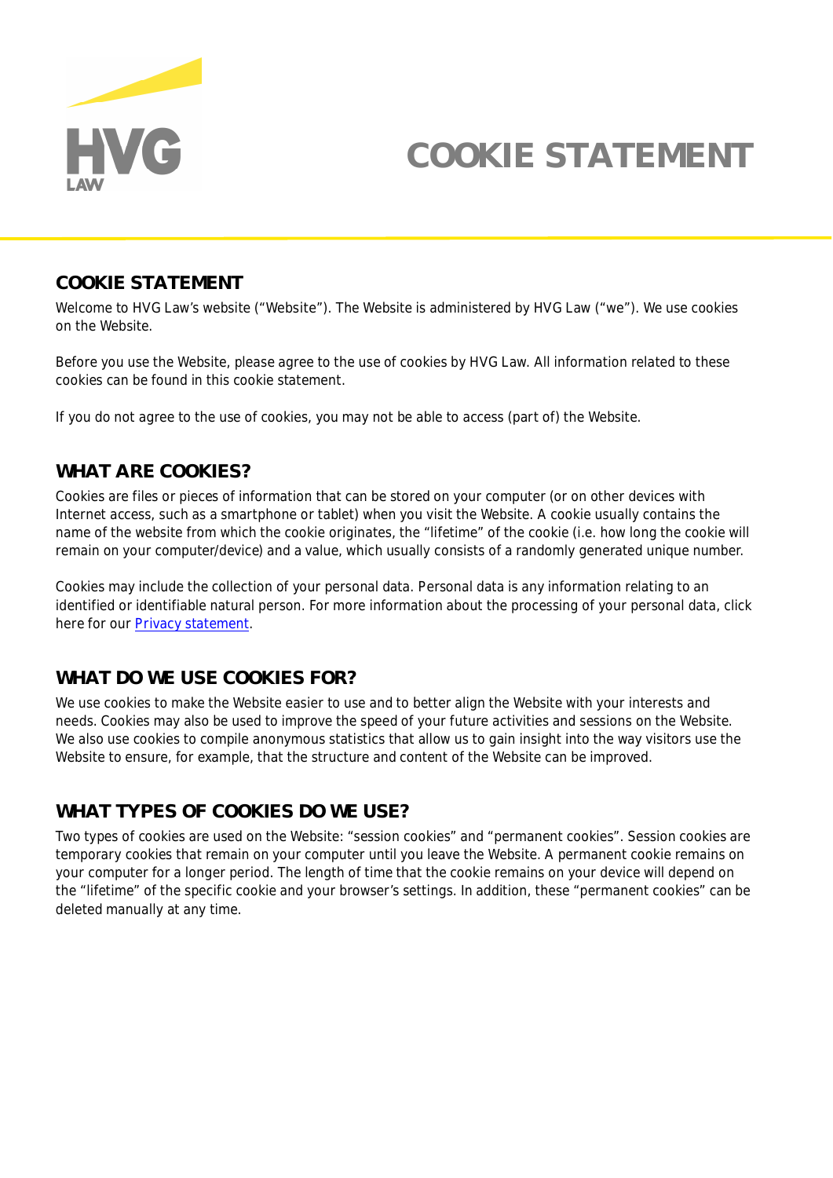# COOKIE STATEMENT

## COOKIE STATEMENT

Welcome to HVG Law's website ("Website"). The Website is administered by HVG Law ("we"). We use cookies on the Website.

Before you use the Website, please agree to the use of cookies by HVG Law. All information related to these cookies can be found in this cookie statement.

If you do not agree to the use of cookies, you may not be able to access (part of) the Website.

## WHAT ARE COOKIES?

Cookies are files or pieces of information that can be stored on your computer (or on other devices with Internet access, such as a smartphone or tablet) when you visit the Website. A cookie usually contains the name of the website from which the cookie originates, the "lifetime" of the cookie (i.e. how long the cookie will remain on your computer/device) and a value, which usually consists of a randomly generated unique number.

Cookies may include the collection of your personal data. Personal data is any information relating to an identified or identifiable natural person. For more information about the processing of your personal data, click here for our Privacy statement.

## WHAT DO WE USE COOKIES FOR?

We use cookies to make the Website easier to use and to better align the Website with your interests and needs. Cookies may also be used to improve the speed of your future activities and sessions on the Website. We also use cookies to compile anonymous statistics that allow us to gain insight into the way visitors use the Website to ensure, for example, that the structure and content of the Website can be improved.

## WHAT TYPES OF COOKIES DO WE USE?

Two types of cookies are used on the Website: "session cookies" and "permanent cookies". Session cookies are temporary cookies that remain on your computer until you leave the Website. A permanent cookie remains on your computer for a longer period. The length of time that the cookie remains on your device will depend on the "lifetime" of the specific cookie and your browser's settings. In addition, these "permanent cookies" can be deleted manually at any time.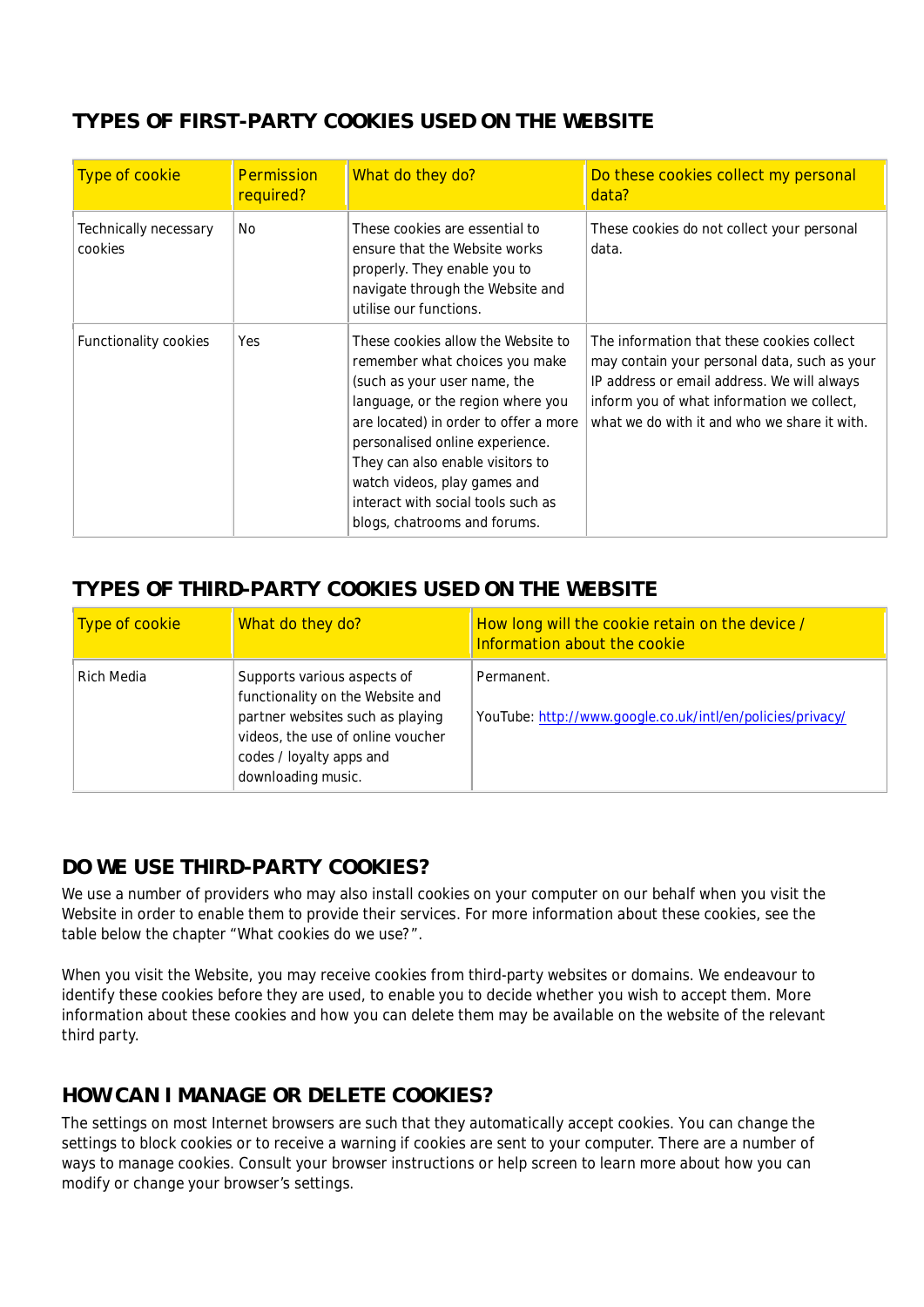## TYPES OF FIRST-PARTY COOKIES USED ON THE WEBSITE

| Type of cookie | Permission required? | What do they do? | Do these cookies collect my personal data? |
|---|---|---|---|
| Technically necessary cookies | No | These cookies are essential to ensure that the Website works properly. They enable you to navigate through the Website and utilise our functions. | These cookies do not collect your personal data. |
| Functionality cookies | Yes | These cookies allow the Website to remember what choices you make (such as your user name, the language, or the region where you are located) in order to offer a more personalised online experience. They can also enable visitors to watch videos, play games and interact with social tools such as blogs, chatrooms and forums. | The information that these cookies collect may contain your personal data, such as your IP address or email address. We will always inform you of what information we collect, what we do with it and who we share it with. |

## TYPES OF THIRD-PARTY COOKIES USED ON THE WEBSITE

| Type of cookie | What do they do? | How long will the cookie retain on the device / Information about the cookie |
|---|---|---|
| Rich Media | Supports various aspects of functionality on the Website and partner websites such as playing videos, the use of online voucher codes / loyalty apps and downloading music. | Permanent.<br><br>YouTube: [http://www.google.co.uk/intl/en/policies/privacy/](http://www.google.co.uk/intl/en/policies/privacy/) |

## DO WE USE THIRD-PARTY COOKIES?

We use a number of providers who may also install cookies on your computer on our behalf when you visit the Website in order to enable them to provide their services. For more information about these cookies, see the table below the chapter "What cookies do we use?".

When you visit the Website, you may receive cookies from third-party websites or domains. We endeavour to identify these cookies before they are used, to enable you to decide whether you wish to accept them. More information about these cookies and how you can delete them may be available on the website of the relevant third party.

## HOW CAN I MANAGE OR DELETE COOKIES?

The settings on most Internet browsers are such that they automatically accept cookies. You can change the settings to block cookies or to receive a warning if cookies are sent to your computer. There are a number of ways to manage cookies. Consult your browser instructions or help screen to learn more about how you can modify or change your browser's settings.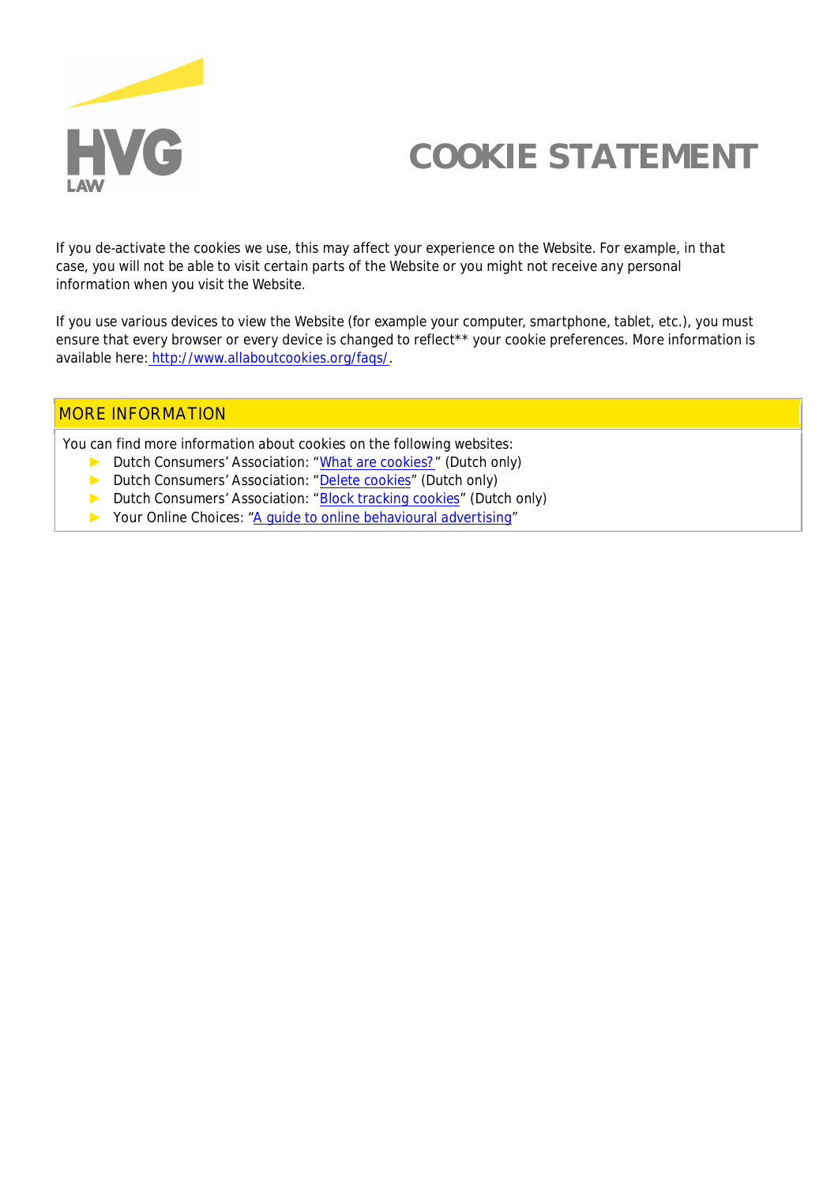# COOKIE STATEMENT

If you de-activate the cookies we use, this may affect your experience on the Website. For example, in that case, you will not be able to visit certain parts of the Website or you might not receive any personal information when you visit the Website.

If you use various devices to view the Website (for example your computer, smartphone, tablet, etc.), you must ensure that every browser or every device is changed to reflect** your cookie preferences. More information is available here: http://www.allaboutcookies.org/faqs/.

## MORE INFORMATION

You can find more information about cookies on the following websites:

- Dutch Consumers' Association: "What are cookies?" (Dutch only)
- Dutch Consumers' Association: "Delete cookies" (Dutch only)
- Dutch Consumers' Association: "Block tracking cookies" (Dutch only)
- Your Online Choices: "A guide to online behavioural advertising"